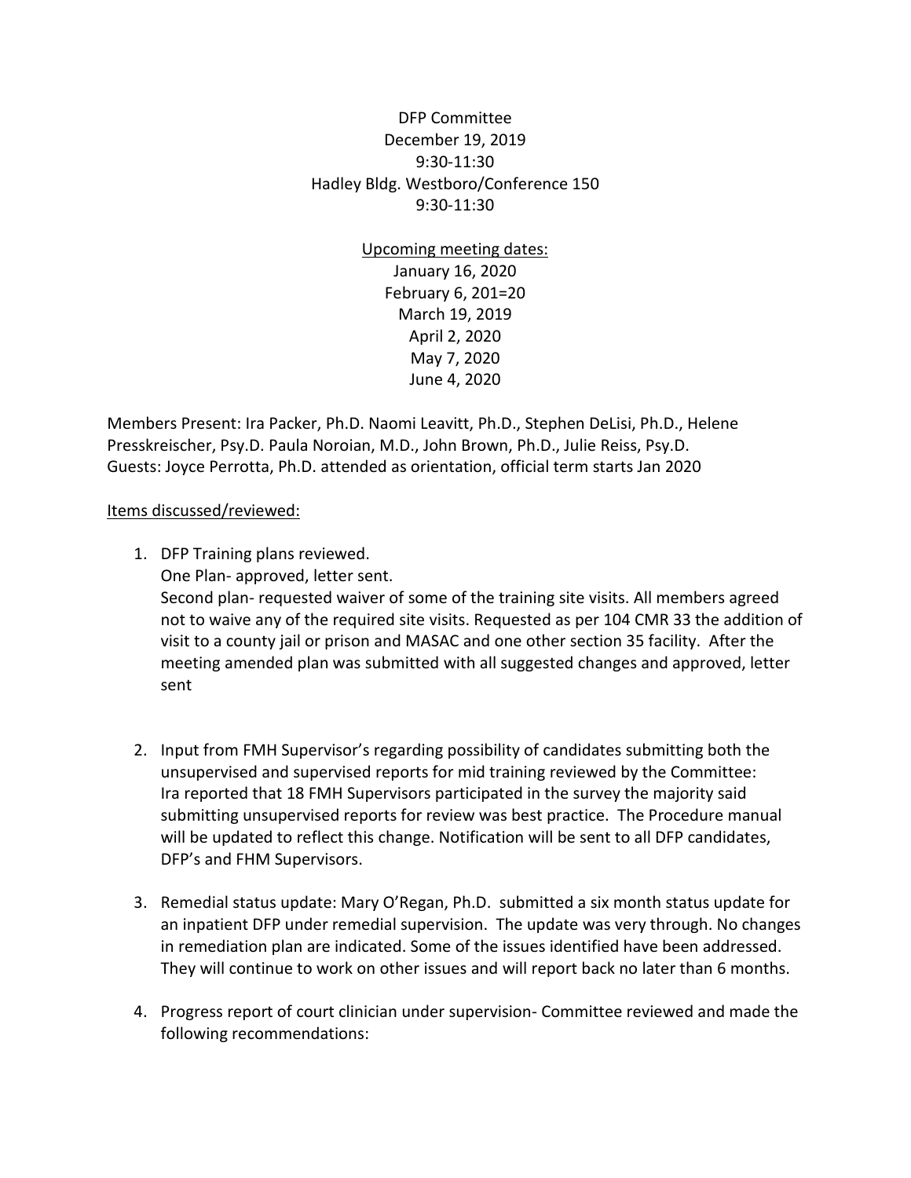DFP Committee
December 19, 2019
9:30-11:30
Hadley Bldg. Westboro/Conference 150
9:30-11:30

<u>Upcoming meeting dates:</u>
January 16, 2020
February 6, 201=20
March 19, 2019
April 2, 2020
May 7, 2020
June 4, 2020

Members Present: Ira Packer, Ph.D. Naomi Leavitt, Ph.D., Stephen DeLisi, Ph.D., Helene Presskreischer, Psy.D. Paula Noroian, M.D., John Brown, Ph.D., Julie Reiss, Psy.D.
Guests: Joyce Perrotta, Ph.D. attended as orientation, official term starts Jan 2020

<u>Items discussed/reviewed:</u>

1. DFP Training plans reviewed.
   One Plan- approved, letter sent.
   Second plan- requested waiver of some of the training site visits. All members agreed not to waive any of the required site visits. Requested as per 104 CMR 33 the addition of visit to a county jail or prison and MASAC and one other section 35 facility. After the meeting amended plan was submitted with all suggested changes and approved, letter sent

2. Input from FMH Supervisor's regarding possibility of candidates submitting both the unsupervised and supervised reports for mid training reviewed by the Committee: Ira reported that 18 FMH Supervisors participated in the survey the majority said submitting unsupervised reports for review was best practice. The Procedure manual will be updated to reflect this change. Notification will be sent to all DFP candidates, DFP's and FHM Supervisors.

3. Remedial status update: Mary O'Regan, Ph.D. submitted a six month status update for an inpatient DFP under remedial supervision. The update was very through. No changes in remediation plan are indicated. Some of the issues identified have been addressed. They will continue to work on other issues and will report back no later than 6 months.

4. Progress report of court clinician under supervision- Committee reviewed and made the following recommendations: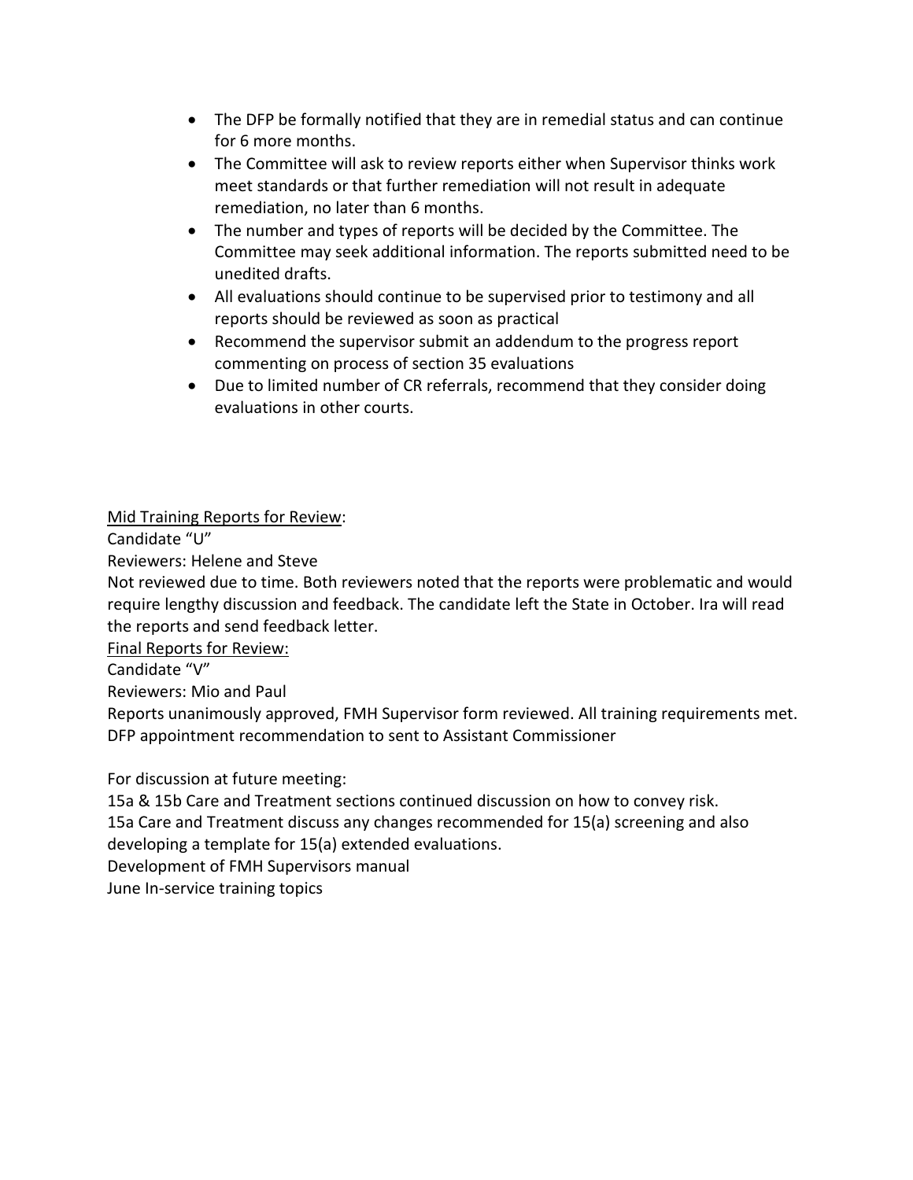- The DFP be formally notified that they are in remedial status and can continue for 6 more months.
- The Committee will ask to review reports either when Supervisor thinks work meet standards or that further remediation will not result in adequate remediation, no later than 6 months.
- The number and types of reports will be decided by the Committee. The Committee may seek additional information. The reports submitted need to be unedited drafts.
- All evaluations should continue to be supervised prior to testimony and all reports should be reviewed as soon as practical
- Recommend the supervisor submit an addendum to the progress report commenting on process of section 35 evaluations
- Due to limited number of CR referrals, recommend that they consider doing evaluations in other courts.

<u>Mid Training Reports for Review</u>:

Candidate "U"

Reviewers: Helene and Steve

Not reviewed due to time. Both reviewers noted that the reports were problematic and would require lengthy discussion and feedback. The candidate left the State in October. Ira will read the reports and send feedback letter.

<u>Final Reports for Review:</u>

Candidate "V"

Reviewers: Mio and Paul

Reports unanimously approved, FMH Supervisor form reviewed. All training requirements met. DFP appointment recommendation to sent to Assistant Commissioner

For discussion at future meeting:

15a & 15b Care and Treatment sections continued discussion on how to convey risk.

15a Care and Treatment discuss any changes recommended for 15(a) screening and also developing a template for 15(a) extended evaluations.

Development of FMH Supervisors manual

June In-service training topics